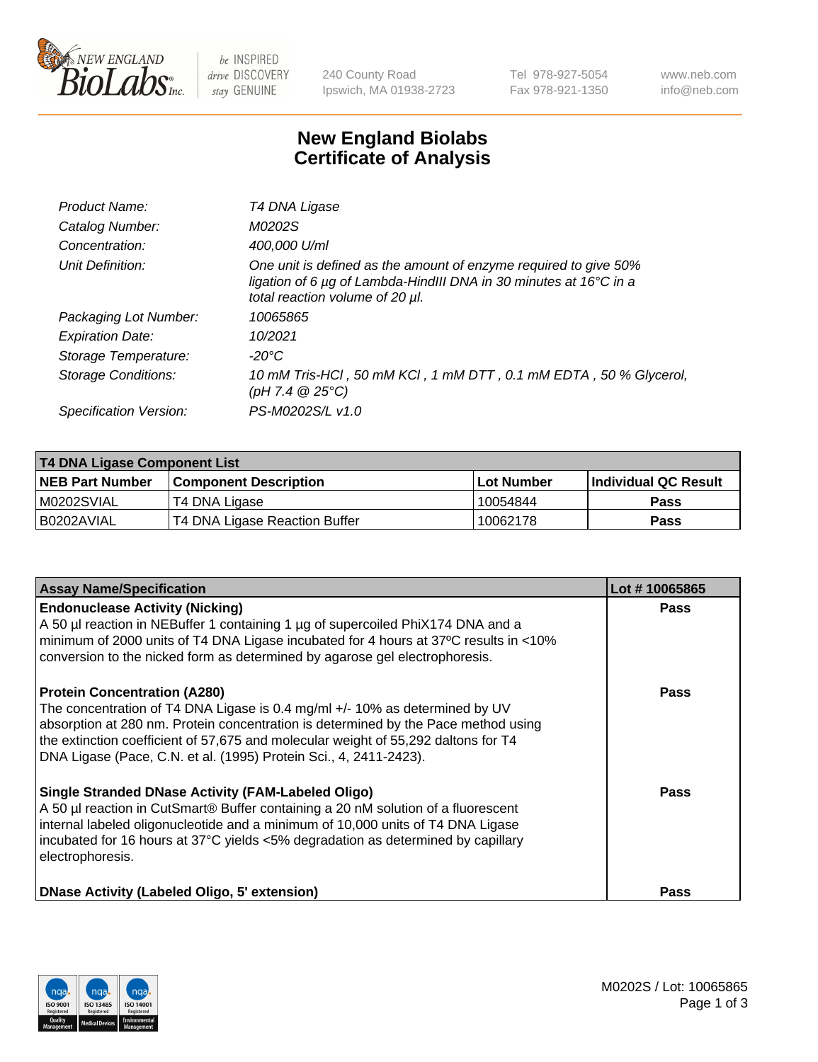# New England Biolabs Certificate of Analysis

| | |
|---|---|
| *Product Name:* | *T4 DNA Ligase* |
| *Catalog Number:* | *M0202S* |
| *Concentration:* | *400,000 U/ml* |
| *Unit Definition:* | *One unit is defined as the amount of enzyme required to give 50% ligation of 6 µg of Lambda-HindIII DNA in 30 minutes at 16°C in a total reaction volume of 20 µl.* |
| *Packaging Lot Number:* | *10065865* |
| *Expiration Date:* | *10/2021* |
| *Storage Temperature:* | *-20°C* |
| *Storage Conditions:* | *10 mM Tris-HCl , 50 mM KCl , 1 mM DTT , 0.1 mM EDTA , 50 % Glycerol, (pH 7.4 @ 25°C)* |
| *Specification Version:* | *PS-M0202S/L v1.0* |

| T4 DNA Ligase Component List | | | |
|---|---|---|---|
| **NEB Part Number** | **Component Description** | **Lot Number** | **Individual QC Result** |
| M0202SVIAL | T4 DNA Ligase | 10054844 | Pass |
| B0202AVIAL | T4 DNA Ligase Reaction Buffer | 10062178 | Pass |

| Assay Name/Specification | Lot # 10065865 |
|---|---|
| **Endonuclease Activity (Nicking)**<br>A 50 µl reaction in NEBuffer 1 containing 1 µg of supercoiled PhiX174 DNA and a minimum of 2000 units of T4 DNA Ligase incubated for 4 hours at 37ºC results in <10% conversion to the nicked form as determined by agarose gel electrophoresis. | Pass |
| **Protein Concentration (A280)**<br>The concentration of T4 DNA Ligase is 0.4 mg/ml +/- 10% as determined by UV absorption at 280 nm. Protein concentration is determined by the Pace method using the extinction coefficient of 57,675 and molecular weight of 55,292 daltons for T4 DNA Ligase (Pace, C.N. et al. (1995) Protein Sci., 4, 2411-2423). | Pass |
| **Single Stranded DNase Activity (FAM-Labeled Oligo)**<br>A 50 µl reaction in CutSmart® Buffer containing a 20 nM solution of a fluorescent internal labeled oligonucleotide and a minimum of 10,000 units of T4 DNA Ligase incubated for 16 hours at 37°C yields <5% degradation as determined by capillary electrophoresis. | Pass |
| **DNase Activity (Labeled Oligo, 5' extension)** | Pass |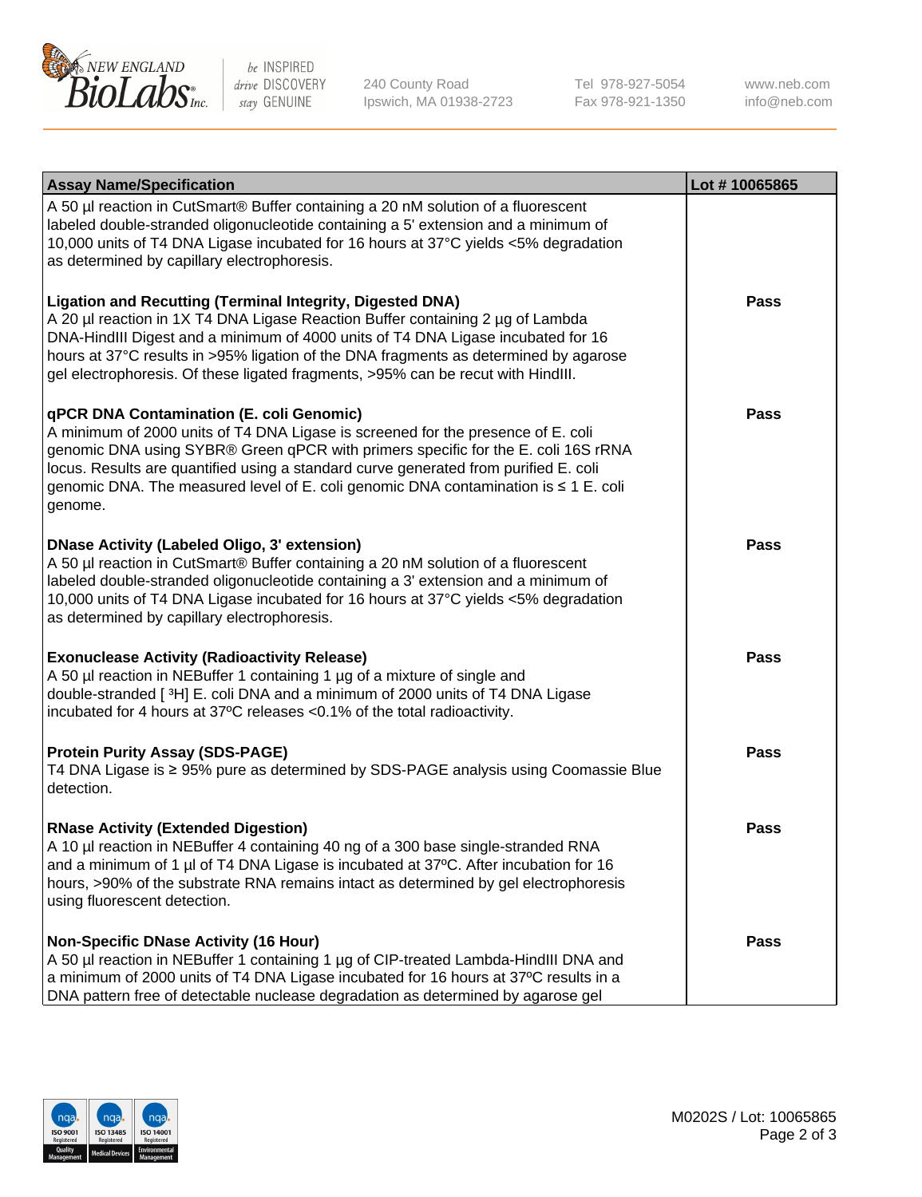| Assay Name/Specification | Lot # 10065865 |
| --- | --- |
| A 50 µl reaction in CutSmart® Buffer containing a 20 nM solution of a fluorescent labeled double-stranded oligonucleotide containing a 5' extension and a minimum of 10,000 units of T4 DNA Ligase incubated for 16 hours at 37°C yields <5% degradation as determined by capillary electrophoresis. | |
| **Ligation and Recutting (Terminal Integrity, Digested DNA)**<br>A 20 µl reaction in 1X T4 DNA Ligase Reaction Buffer containing 2 µg of Lambda DNA-HindIII Digest and a minimum of 4000 units of T4 DNA Ligase incubated for 16 hours at 37°C results in >95% ligation of the DNA fragments as determined by agarose gel electrophoresis. Of these ligated fragments, >95% can be recut with HindIII. | **Pass** |
| **qPCR DNA Contamination (E. coli Genomic)**<br>A minimum of 2000 units of T4 DNA Ligase is screened for the presence of E. coli genomic DNA using SYBR® Green qPCR with primers specific for the E. coli 16S rRNA locus. Results are quantified using a standard curve generated from purified E. coli genomic DNA. The measured level of E. coli genomic DNA contamination is ≤ 1 E. coli genome. | **Pass** |
| **DNase Activity (Labeled Oligo, 3' extension)**<br>A 50 µl reaction in CutSmart® Buffer containing a 20 nM solution of a fluorescent labeled double-stranded oligonucleotide containing a 3' extension and a minimum of 10,000 units of T4 DNA Ligase incubated for 16 hours at 37°C yields <5% degradation as determined by capillary electrophoresis. | **Pass** |
| **Exonuclease Activity (Radioactivity Release)**<br>A 50 µl reaction in NEBuffer 1 containing 1 µg of a mixture of single and double-stranded [ $^{3}H$] E. coli DNA and a minimum of 2000 units of T4 DNA Ligase incubated for 4 hours at 37ºC releases <0.1% of the total radioactivity. | **Pass** |
| **Protein Purity Assay (SDS-PAGE)**<br>T4 DNA Ligase is ≥ 95% pure as determined by SDS-PAGE analysis using Coomassie Blue detection. | **Pass** |
| **RNase Activity (Extended Digestion)**<br>A 10 µl reaction in NEBuffer 4 containing 40 ng of a 300 base single-stranded RNA and a minimum of 1 µl of T4 DNA Ligase is incubated at 37ºC. After incubation for 16 hours, >90% of the substrate RNA remains intact as determined by gel electrophoresis using fluorescent detection. | **Pass** |
| **Non-Specific DNase Activity (16 Hour)**<br>A 50 µl reaction in NEBuffer 1 containing 1 µg of CIP-treated Lambda-HindIII DNA and a minimum of 2000 units of T4 DNA Ligase incubated for 16 hours at 37ºC results in a DNA pattern free of detectable nuclease degradation as determined by agarose gel | **Pass** |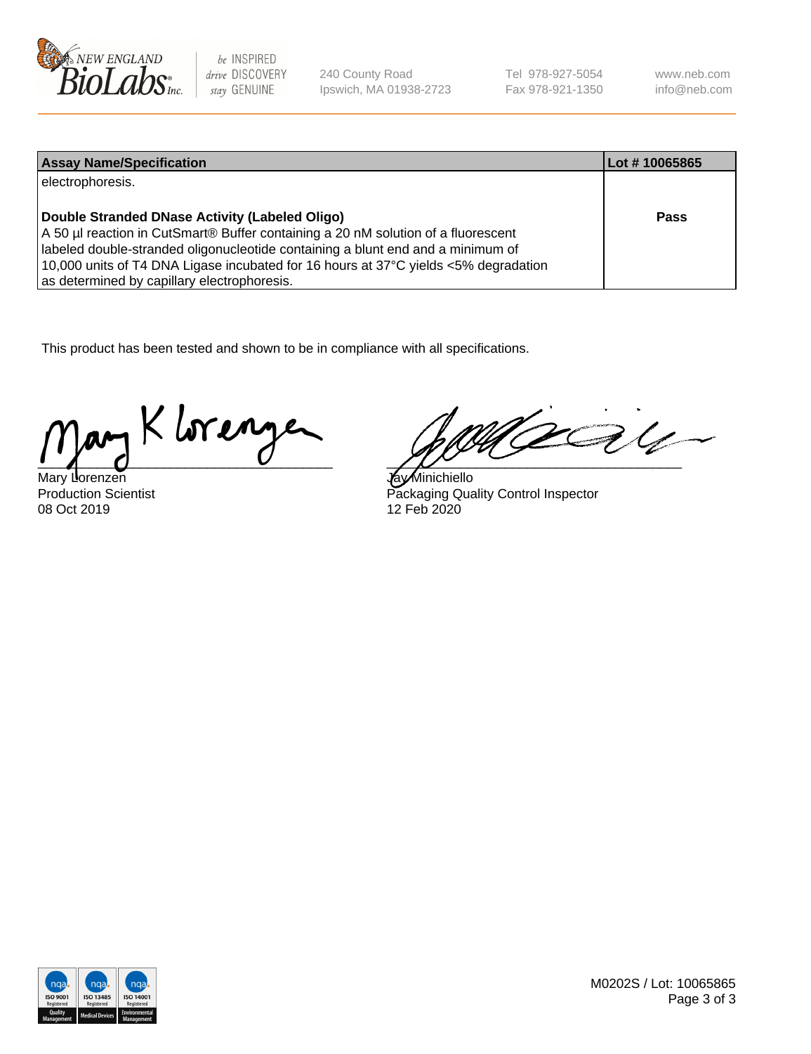| Assay Name/Specification | Lot # 10065865 |
| --- | --- |
| electrophoresis. | |
| **Double Stranded DNase Activity (Labeled Oligo)**<br>A 50 µl reaction in CutSmart® Buffer containing a 20 nM solution of a fluorescent labeled double-stranded oligonucleotide containing a blunt end and a minimum of 10,000 units of T4 DNA Ligase incubated for 16 hours at 37°C yields <5% degradation as determined by capillary electrophoresis. | **Pass** |

This product has been tested and shown to be in compliance with all specifications.

Mary Lorenzen
Production Scientist
08 Oct 2019

Jay Minichiello
Packaging Quality Control Inspector
12 Feb 2020

M0202S / Lot: 10065865